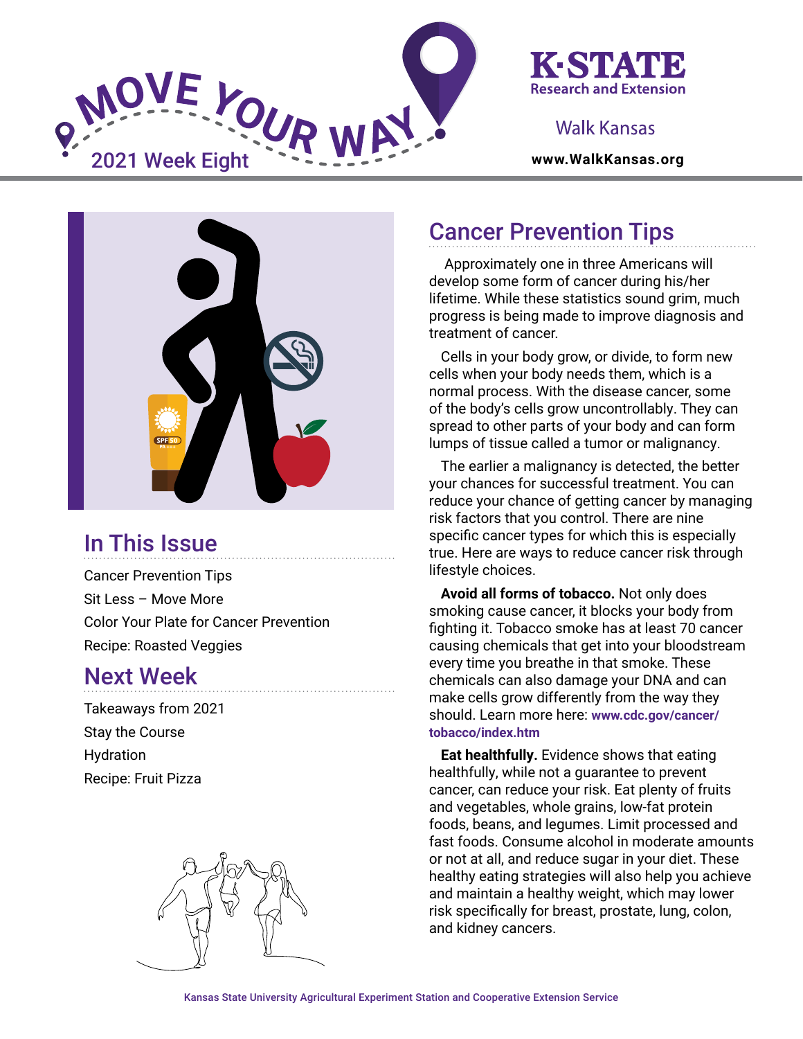# MOVE YOUR WAY

2021 Week Eight

K·STATE Research and Extension

Walk Kansas

www.WalkKansas.org

## In This Issue

Cancer Prevention Tips

Sit Less – Move More

Color Your Plate for Cancer Prevention

Recipe: Roasted Veggies

## Next Week

Takeaways from 2021

Stay the Course

Hydration

Recipe: Fruit Pizza

## Cancer Prevention Tips

Approximately one in three Americans will develop some form of cancer during his/her lifetime. While these statistics sound grim, much progress is being made to improve diagnosis and treatment of cancer.

Cells in your body grow, or divide, to form new cells when your body needs them, which is a normal process. With the disease cancer, some of the body's cells grow uncontrollably. They can spread to other parts of your body and can form lumps of tissue called a tumor or malignancy.

The earlier a malignancy is detected, the better your chances for successful treatment. You can reduce your chance of getting cancer by managing risk factors that you control. There are nine specific cancer types for which this is especially true. Here are ways to reduce cancer risk through lifestyle choices.

**Avoid all forms of tobacco.** Not only does smoking cause cancer, it blocks your body from fighting it. Tobacco smoke has at least 70 cancer causing chemicals that get into your bloodstream every time you breathe in that smoke. These chemicals can also damage your DNA and can make cells grow differently from the way they should. Learn more here: **www.cdc.gov/cancer/tobacco/index.htm**

**Eat healthfully.** Evidence shows that eating healthfully, while not a guarantee to prevent cancer, can reduce your risk. Eat plenty of fruits and vegetables, whole grains, low-fat protein foods, beans, and legumes. Limit processed and fast foods. Consume alcohol in moderate amounts or not at all, and reduce sugar in your diet. These healthy eating strategies will also help you achieve and maintain a healthy weight, which may lower risk specifically for breast, prostate, lung, colon, and kidney cancers.

Kansas State University Agricultural Experiment Station and Cooperative Extension Service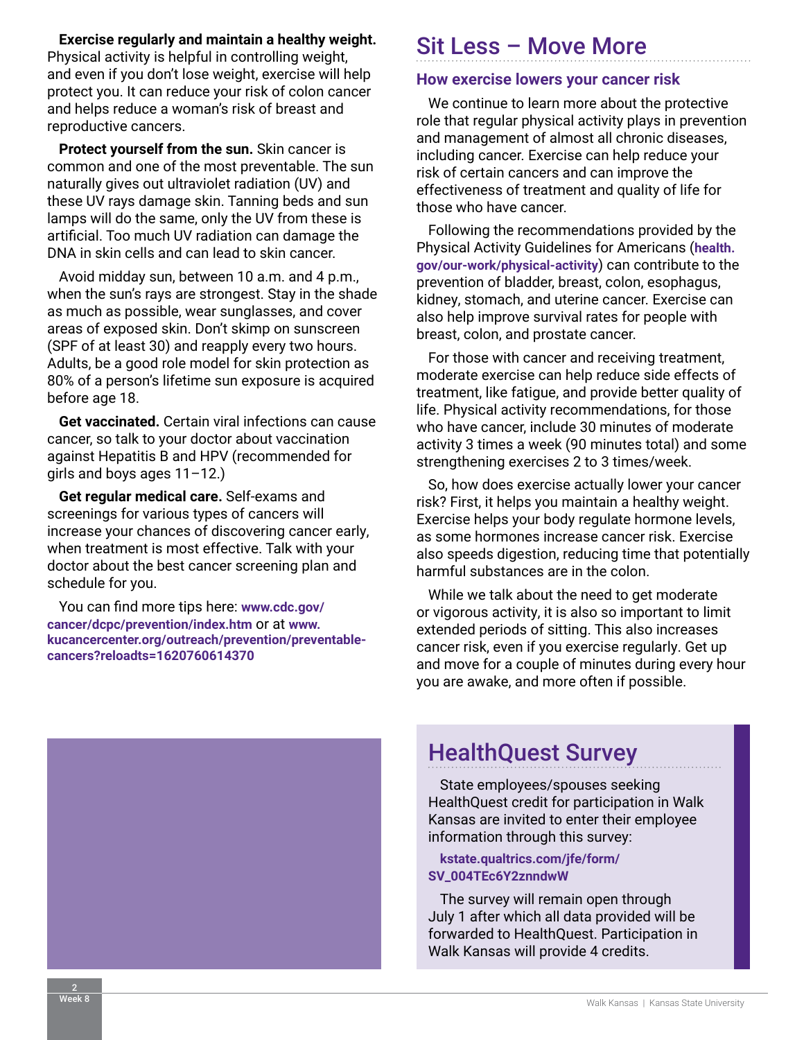**Exercise regularly and maintain a healthy weight.** Physical activity is helpful in controlling weight, and even if you don't lose weight, exercise will help protect you. It can reduce your risk of colon cancer and helps reduce a woman's risk of breast and reproductive cancers.

**Protect yourself from the sun.** Skin cancer is common and one of the most preventable. The sun naturally gives out ultraviolet radiation (UV) and these UV rays damage skin. Tanning beds and sun lamps will do the same, only the UV from these is artificial. Too much UV radiation can damage the DNA in skin cells and can lead to skin cancer.

Avoid midday sun, between 10 a.m. and 4 p.m., when the sun's rays are strongest. Stay in the shade as much as possible, wear sunglasses, and cover areas of exposed skin. Don't skimp on sunscreen (SPF of at least 30) and reapply every two hours. Adults, be a good role model for skin protection as 80% of a person's lifetime sun exposure is acquired before age 18.

**Get vaccinated.** Certain viral infections can cause cancer, so talk to your doctor about vaccination against Hepatitis B and HPV (recommended for girls and boys ages 11–12.)

**Get regular medical care.** Self-exams and screenings for various types of cancers will increase your chances of discovering cancer early, when treatment is most effective. Talk with your doctor about the best cancer screening plan and schedule for you.

You can find more tips here: **www.cdc.gov/cancer/dcpc/prevention/index.htm** or at **www.kucancercenter.org/outreach/prevention/preventable-cancers?reloadts=1620760614370**

# Sit Less – Move More

## How exercise lowers your cancer risk

We continue to learn more about the protective role that regular physical activity plays in prevention and management of almost all chronic diseases, including cancer. Exercise can help reduce your risk of certain cancers and can improve the effectiveness of treatment and quality of life for those who have cancer.

Following the recommendations provided by the Physical Activity Guidelines for Americans (**health.gov/our-work/physical-activity**) can contribute to the prevention of bladder, breast, colon, esophagus, kidney, stomach, and uterine cancer. Exercise can also help improve survival rates for people with breast, colon, and prostate cancer.

For those with cancer and receiving treatment, moderate exercise can help reduce side effects of treatment, like fatigue, and provide better quality of life. Physical activity recommendations, for those who have cancer, include 30 minutes of moderate activity 3 times a week (90 minutes total) and some strengthening exercises 2 to 3 times/week.

So, how does exercise actually lower your cancer risk? First, it helps you maintain a healthy weight. Exercise helps your body regulate hormone levels, as some hormones increase cancer risk. Exercise also speeds digestion, reducing time that potentially harmful substances are in the colon.

While we talk about the need to get moderate or vigorous activity, it is also so important to limit extended periods of sitting. This also increases cancer risk, even if you exercise regularly. Get up and move for a couple of minutes during every hour you are awake, and more often if possible.

# HealthQuest Survey

State employees/spouses seeking HealthQuest credit for participation in Walk Kansas are invited to enter their employee information through this survey:

**kstate.qualtrics.com/jfe/form/SV_004TEc6Y2znndwW**

The survey will remain open through July 1 after which all data provided will be forwarded to HealthQuest. Participation in Walk Kansas will provide 4 credits.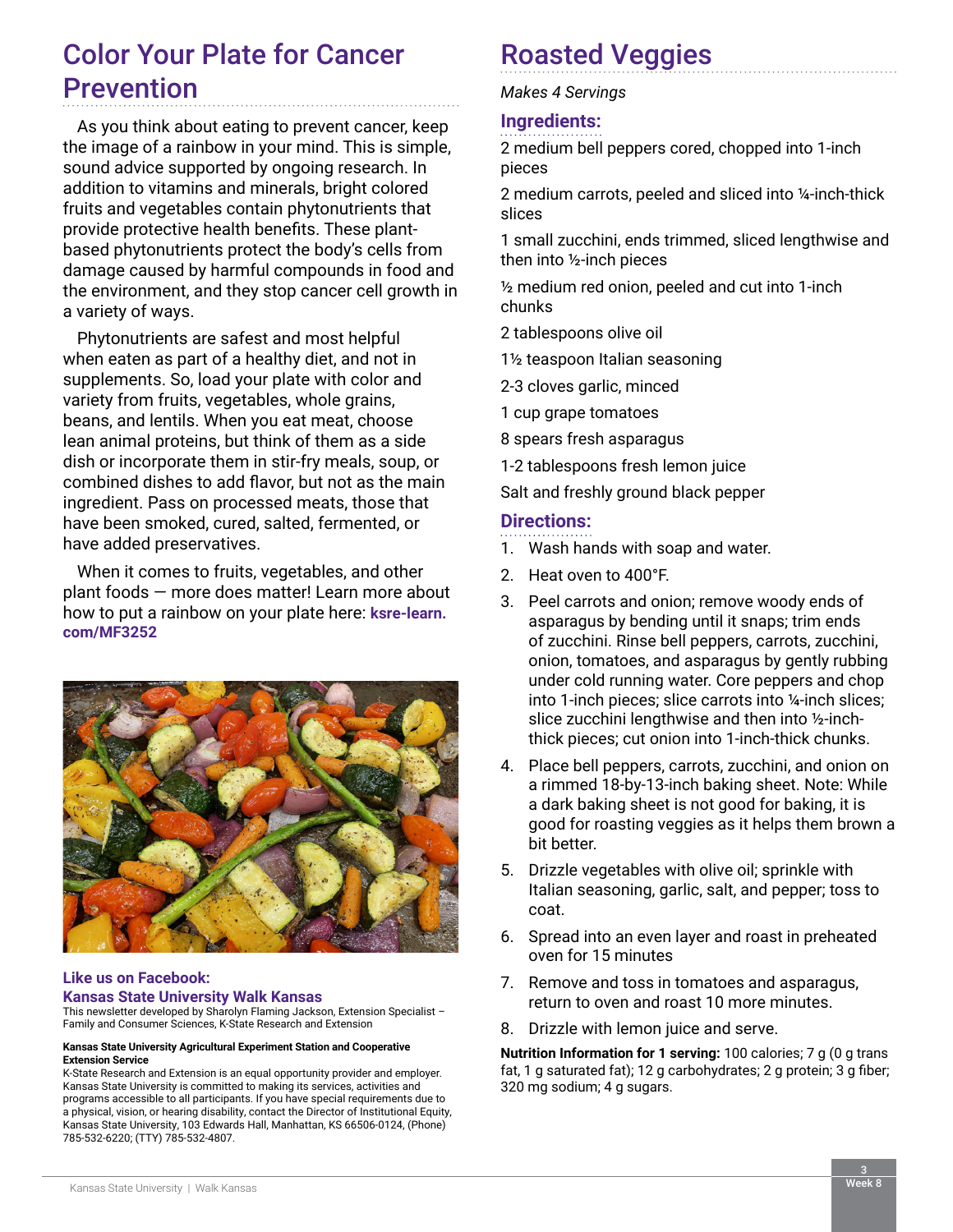## Color Your Plate for Cancer Prevention

As you think about eating to prevent cancer, keep the image of a rainbow in your mind. This is simple, sound advice supported by ongoing research. In addition to vitamins and minerals, bright colored fruits and vegetables contain phytonutrients that provide protective health benefits. These plant-based phytonutrients protect the body's cells from damage caused by harmful compounds in food and the environment, and they stop cancer cell growth in a variety of ways.

Phytonutrients are safest and most helpful when eaten as part of a healthy diet, and not in supplements. So, load your plate with color and variety from fruits, vegetables, whole grains, beans, and lentils. When you eat meat, choose lean animal proteins, but think of them as a side dish or incorporate them in stir-fry meals, soup, or combined dishes to add flavor, but not as the main ingredient. Pass on processed meats, those that have been smoked, cured, salted, fermented, or have added preservatives.

When it comes to fruits, vegetables, and other plant foods — more does matter! Learn more about how to put a rainbow on your plate here: **ksre-learn.com/MF3252**

**Like us on Facebook:**
**Kansas State University Walk Kansas**

This newsletter developed by Sharolyn Flaming Jackson, Extension Specialist – Family and Consumer Sciences, K-State Research and Extension

**Kansas State University Agricultural Experiment Station and Cooperative Extension Service**

K-State Research and Extension is an equal opportunity provider and employer. Kansas State University is committed to making its services, activities and programs accessible to all participants. If you have special requirements due to a physical, vision, or hearing disability, contact the Director of Institutional Equity, Kansas State University, 103 Edwards Hall, Manhattan, KS 66506-0124, (Phone) 785-532-6220; (TTY) 785-532-4807.

## Roasted Veggies

*Makes 4 Servings*

### Ingredients:

2 medium bell peppers cored, chopped into 1-inch pieces

2 medium carrots, peeled and sliced into ¼-inch-thick slices

1 small zucchini, ends trimmed, sliced lengthwise and then into ½-inch pieces

½ medium red onion, peeled and cut into 1-inch chunks

2 tablespoons olive oil

1½ teaspoon Italian seasoning

2-3 cloves garlic, minced

1 cup grape tomatoes

8 spears fresh asparagus

1-2 tablespoons fresh lemon juice

Salt and freshly ground black pepper

### Directions:

1. Wash hands with soap and water.
2. Heat oven to 400°F.
3. Peel carrots and onion; remove woody ends of asparagus by bending until it snaps; trim ends of zucchini. Rinse bell peppers, carrots, zucchini, onion, tomatoes, and asparagus by gently rubbing under cold running water. Core peppers and chop into 1-inch pieces; slice carrots into ¼-inch slices; slice zucchini lengthwise and then into ½-inch-thick pieces; cut onion into 1-inch-thick chunks.
4. Place bell peppers, carrots, zucchini, and onion on a rimmed 18-by-13-inch baking sheet. Note: While a dark baking sheet is not good for baking, it is good for roasting veggies as it helps them brown a bit better.
5. Drizzle vegetables with olive oil; sprinkle with Italian seasoning, garlic, salt, and pepper; toss to coat.
6. Spread into an even layer and roast in preheated oven for 15 minutes
7. Remove and toss in tomatoes and asparagus, return to oven and roast 10 more minutes.
8. Drizzle with lemon juice and serve.

**Nutrition Information for 1 serving:** 100 calories; 7 g (0 g trans fat, 1 g saturated fat); 12 g carbohydrates; 2 g protein; 3 g fiber; 320 mg sodium; 4 g sugars.